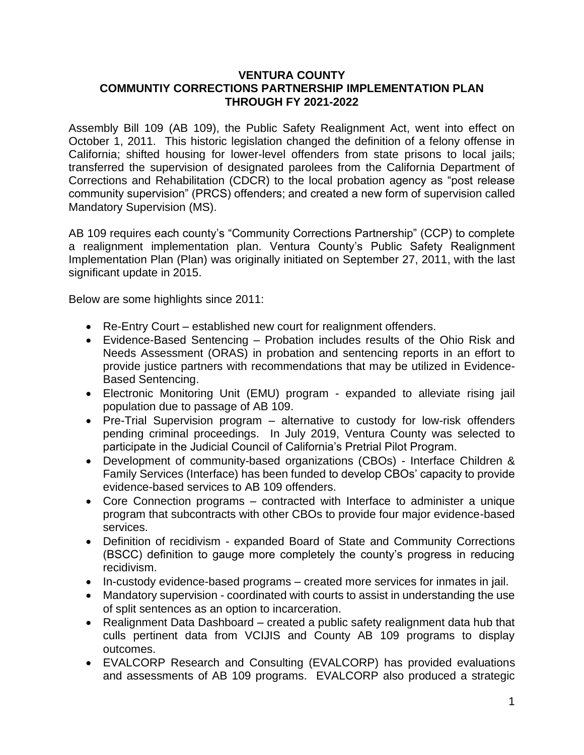# VENTURA COUNTY
# COMMUNTIY CORRECTIONS PARTNERSHIP IMPLEMENTATION PLAN
# THROUGH FY 2021-2022

Assembly Bill 109 (AB 109), the Public Safety Realignment Act, went into effect on October 1, 2011. This historic legislation changed the definition of a felony offense in California; shifted housing for lower-level offenders from state prisons to local jails; transferred the supervision of designated parolees from the California Department of Corrections and Rehabilitation (CDCR) to the local probation agency as "post release community supervision" (PRCS) offenders; and created a new form of supervision called Mandatory Supervision (MS).

AB 109 requires each county's "Community Corrections Partnership" (CCP) to complete a realignment implementation plan. Ventura County's Public Safety Realignment Implementation Plan (Plan) was originally initiated on September 27, 2011, with the last significant update in 2015.

Below are some highlights since 2011:

- Re-Entry Court – established new court for realignment offenders.
- Evidence-Based Sentencing – Probation includes results of the Ohio Risk and Needs Assessment (ORAS) in probation and sentencing reports in an effort to provide justice partners with recommendations that may be utilized in Evidence-Based Sentencing.
- Electronic Monitoring Unit (EMU) program - expanded to alleviate rising jail population due to passage of AB 109.
- Pre-Trial Supervision program – alternative to custody for low-risk offenders pending criminal proceedings. In July 2019, Ventura County was selected to participate in the Judicial Council of California's Pretrial Pilot Program.
- Development of community-based organizations (CBOs) - Interface Children & Family Services (Interface) has been funded to develop CBOs' capacity to provide evidence-based services to AB 109 offenders.
- Core Connection programs – contracted with Interface to administer a unique program that subcontracts with other CBOs to provide four major evidence-based services.
- Definition of recidivism - expanded Board of State and Community Corrections (BSCC) definition to gauge more completely the county's progress in reducing recidivism.
- In-custody evidence-based programs – created more services for inmates in jail.
- Mandatory supervision - coordinated with courts to assist in understanding the use of split sentences as an option to incarceration.
- Realignment Data Dashboard – created a public safety realignment data hub that culls pertinent data from VCIJIS and County AB 109 programs to display outcomes.
- EVALCORP Research and Consulting (EVALCORP) has provided evaluations and assessments of AB 109 programs. EVALCORP also produced a strategic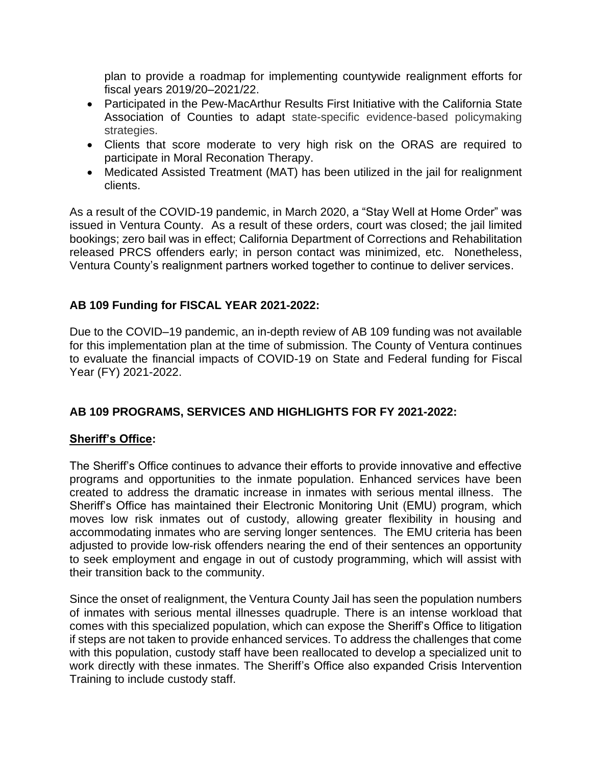plan to provide a roadmap for implementing countywide realignment efforts for fiscal years 2019/20–2021/22.

- Participated in the Pew-MacArthur Results First Initiative with the California State Association of Counties to adapt state-specific evidence-based policymaking strategies.
- Clients that score moderate to very high risk on the ORAS are required to participate in Moral Reconation Therapy.
- Medicated Assisted Treatment (MAT) has been utilized in the jail for realignment clients.

As a result of the COVID-19 pandemic, in March 2020, a "Stay Well at Home Order" was issued in Ventura County. As a result of these orders, court was closed; the jail limited bookings; zero bail was in effect; California Department of Corrections and Rehabilitation released PRCS offenders early; in person contact was minimized, etc. Nonetheless, Ventura County's realignment partners worked together to continue to deliver services.

**AB 109 Funding for FISCAL YEAR 2021-2022:**

Due to the COVID–19 pandemic, an in-depth review of AB 109 funding was not available for this implementation plan at the time of submission. The County of Ventura continues to evaluate the financial impacts of COVID-19 on State and Federal funding for Fiscal Year (FY) 2021-2022.

**AB 109 PROGRAMS, SERVICES AND HIGHLIGHTS FOR FY 2021-2022:**

**Sheriff's Office:**

The Sheriff's Office continues to advance their efforts to provide innovative and effective programs and opportunities to the inmate population. Enhanced services have been created to address the dramatic increase in inmates with serious mental illness. The Sheriff's Office has maintained their Electronic Monitoring Unit (EMU) program, which moves low risk inmates out of custody, allowing greater flexibility in housing and accommodating inmates who are serving longer sentences. The EMU criteria has been adjusted to provide low-risk offenders nearing the end of their sentences an opportunity to seek employment and engage in out of custody programming, which will assist with their transition back to the community.

Since the onset of realignment, the Ventura County Jail has seen the population numbers of inmates with serious mental illnesses quadruple. There is an intense workload that comes with this specialized population, which can expose the Sheriff's Office to litigation if steps are not taken to provide enhanced services. To address the challenges that come with this population, custody staff have been reallocated to develop a specialized unit to work directly with these inmates. The Sheriff's Office also expanded Crisis Intervention Training to include custody staff.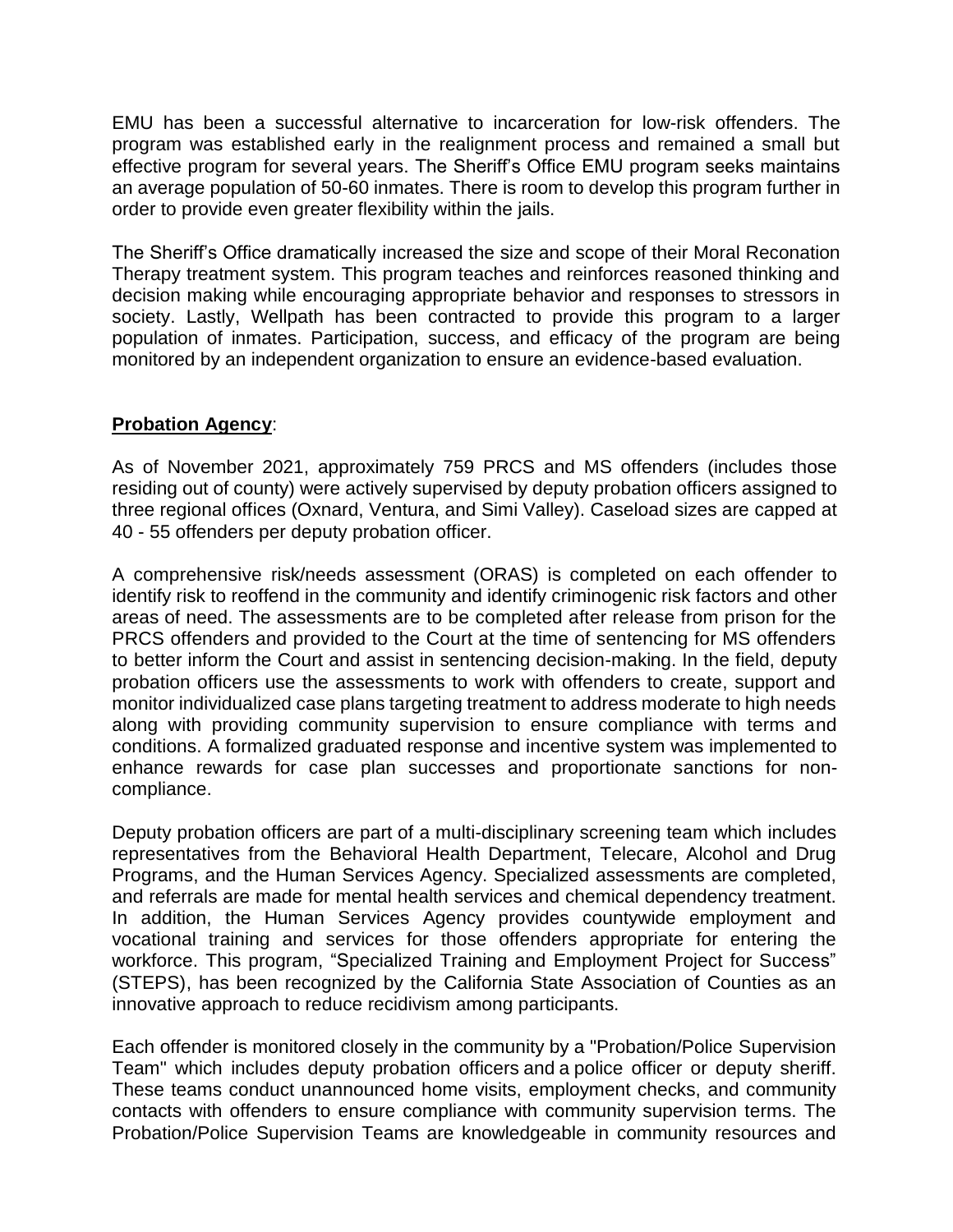EMU has been a successful alternative to incarceration for low-risk offenders. The program was established early in the realignment process and remained a small but effective program for several years. The Sheriff's Office EMU program seeks maintains an average population of 50-60 inmates. There is room to develop this program further in order to provide even greater flexibility within the jails.

The Sheriff's Office dramatically increased the size and scope of their Moral Reconation Therapy treatment system. This program teaches and reinforces reasoned thinking and decision making while encouraging appropriate behavior and responses to stressors in society. Lastly, Wellpath has been contracted to provide this program to a larger population of inmates. Participation, success, and efficacy of the program are being monitored by an independent organization to ensure an evidence-based evaluation.

**Probation Agency**:

As of November 2021, approximately 759 PRCS and MS offenders (includes those residing out of county) were actively supervised by deputy probation officers assigned to three regional offices (Oxnard, Ventura, and Simi Valley). Caseload sizes are capped at 40 - 55 offenders per deputy probation officer.

A comprehensive risk/needs assessment (ORAS) is completed on each offender to identify risk to reoffend in the community and identify criminogenic risk factors and other areas of need. The assessments are to be completed after release from prison for the PRCS offenders and provided to the Court at the time of sentencing for MS offenders to better inform the Court and assist in sentencing decision-making. In the field, deputy probation officers use the assessments to work with offenders to create, support and monitor individualized case plans targeting treatment to address moderate to high needs along with providing community supervision to ensure compliance with terms and conditions. A formalized graduated response and incentive system was implemented to enhance rewards for case plan successes and proportionate sanctions for non-compliance.

Deputy probation officers are part of a multi-disciplinary screening team which includes representatives from the Behavioral Health Department, Telecare, Alcohol and Drug Programs, and the Human Services Agency. Specialized assessments are completed, and referrals are made for mental health services and chemical dependency treatment. In addition, the Human Services Agency provides countywide employment and vocational training and services for those offenders appropriate for entering the workforce. This program, "Specialized Training and Employment Project for Success" (STEPS), has been recognized by the California State Association of Counties as an innovative approach to reduce recidivism among participants.

Each offender is monitored closely in the community by a "Probation/Police Supervision Team" which includes deputy probation officers and a police officer or deputy sheriff. These teams conduct unannounced home visits, employment checks, and community contacts with offenders to ensure compliance with community supervision terms. The Probation/Police Supervision Teams are knowledgeable in community resources and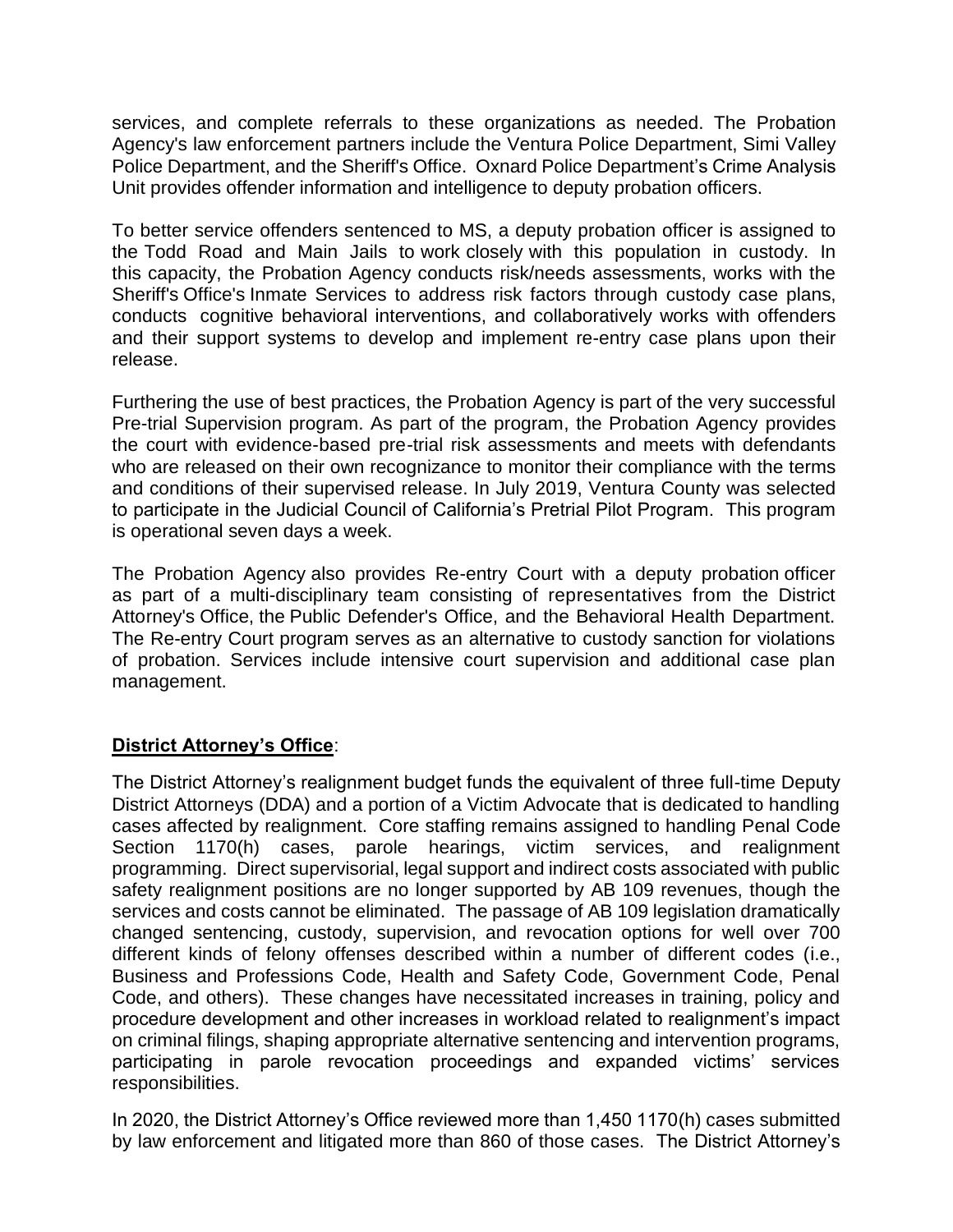services, and complete referrals to these organizations as needed. The Probation Agency's law enforcement partners include the Ventura Police Department, Simi Valley Police Department, and the Sheriff's Office. Oxnard Police Department's Crime Analysis Unit provides offender information and intelligence to deputy probation officers.

To better service offenders sentenced to MS, a deputy probation officer is assigned to the Todd Road and Main Jails to work closely with this population in custody. In this capacity, the Probation Agency conducts risk/needs assessments, works with the Sheriff's Office's Inmate Services to address risk factors through custody case plans, conducts cognitive behavioral interventions, and collaboratively works with offenders and their support systems to develop and implement re-entry case plans upon their release.

Furthering the use of best practices, the Probation Agency is part of the very successful Pre-trial Supervision program. As part of the program, the Probation Agency provides the court with evidence-based pre-trial risk assessments and meets with defendants who are released on their own recognizance to monitor their compliance with the terms and conditions of their supervised release. In July 2019, Ventura County was selected to participate in the Judicial Council of California's Pretrial Pilot Program. This program is operational seven days a week.

The Probation Agency also provides Re-entry Court with a deputy probation officer as part of a multi-disciplinary team consisting of representatives from the District Attorney's Office, the Public Defender's Office, and the Behavioral Health Department. The Re-entry Court program serves as an alternative to custody sanction for violations of probation. Services include intensive court supervision and additional case plan management.

**District Attorney's Office**:

The District Attorney's realignment budget funds the equivalent of three full-time Deputy District Attorneys (DDA) and a portion of a Victim Advocate that is dedicated to handling cases affected by realignment. Core staffing remains assigned to handling Penal Code Section 1170(h) cases, parole hearings, victim services, and realignment programming. Direct supervisorial, legal support and indirect costs associated with public safety realignment positions are no longer supported by AB 109 revenues, though the services and costs cannot be eliminated. The passage of AB 109 legislation dramatically changed sentencing, custody, supervision, and revocation options for well over 700 different kinds of felony offenses described within a number of different codes (i.e., Business and Professions Code, Health and Safety Code, Government Code, Penal Code, and others). These changes have necessitated increases in training, policy and procedure development and other increases in workload related to realignment's impact on criminal filings, shaping appropriate alternative sentencing and intervention programs, participating in parole revocation proceedings and expanded victims' services responsibilities.

In 2020, the District Attorney's Office reviewed more than 1,450 1170(h) cases submitted by law enforcement and litigated more than 860 of those cases. The District Attorney's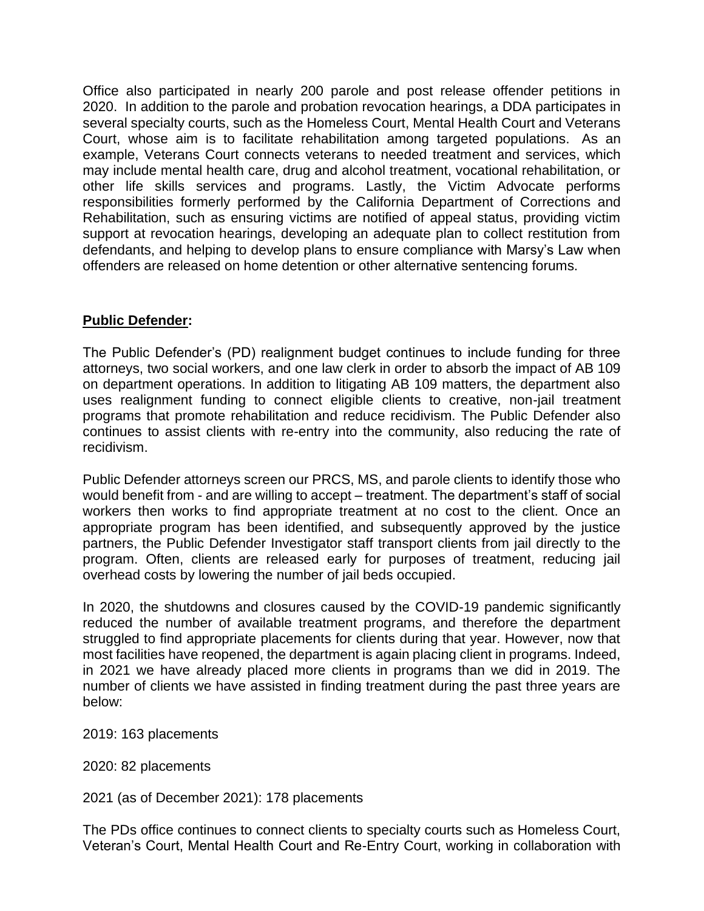Office also participated in nearly 200 parole and post release offender petitions in 2020. In addition to the parole and probation revocation hearings, a DDA participates in several specialty courts, such as the Homeless Court, Mental Health Court and Veterans Court, whose aim is to facilitate rehabilitation among targeted populations. As an example, Veterans Court connects veterans to needed treatment and services, which may include mental health care, drug and alcohol treatment, vocational rehabilitation, or other life skills services and programs. Lastly, the Victim Advocate performs responsibilities formerly performed by the California Department of Corrections and Rehabilitation, such as ensuring victims are notified of appeal status, providing victim support at revocation hearings, developing an adequate plan to collect restitution from defendants, and helping to develop plans to ensure compliance with Marsy's Law when offenders are released on home detention or other alternative sentencing forums.

**Public Defender:**

The Public Defender's (PD) realignment budget continues to include funding for three attorneys, two social workers, and one law clerk in order to absorb the impact of AB 109 on department operations. In addition to litigating AB 109 matters, the department also uses realignment funding to connect eligible clients to creative, non-jail treatment programs that promote rehabilitation and reduce recidivism. The Public Defender also continues to assist clients with re-entry into the community, also reducing the rate of recidivism.

Public Defender attorneys screen our PRCS, MS, and parole clients to identify those who would benefit from - and are willing to accept – treatment. The department's staff of social workers then works to find appropriate treatment at no cost to the client. Once an appropriate program has been identified, and subsequently approved by the justice partners, the Public Defender Investigator staff transport clients from jail directly to the program. Often, clients are released early for purposes of treatment, reducing jail overhead costs by lowering the number of jail beds occupied.

In 2020, the shutdowns and closures caused by the COVID-19 pandemic significantly reduced the number of available treatment programs, and therefore the department struggled to find appropriate placements for clients during that year. However, now that most facilities have reopened, the department is again placing client in programs. Indeed, in 2021 we have already placed more clients in programs than we did in 2019. The number of clients we have assisted in finding treatment during the past three years are below:

2019: 163 placements

2020: 82 placements

2021 (as of December 2021): 178 placements

The PDs office continues to connect clients to specialty courts such as Homeless Court, Veteran's Court, Mental Health Court and Re-Entry Court, working in collaboration with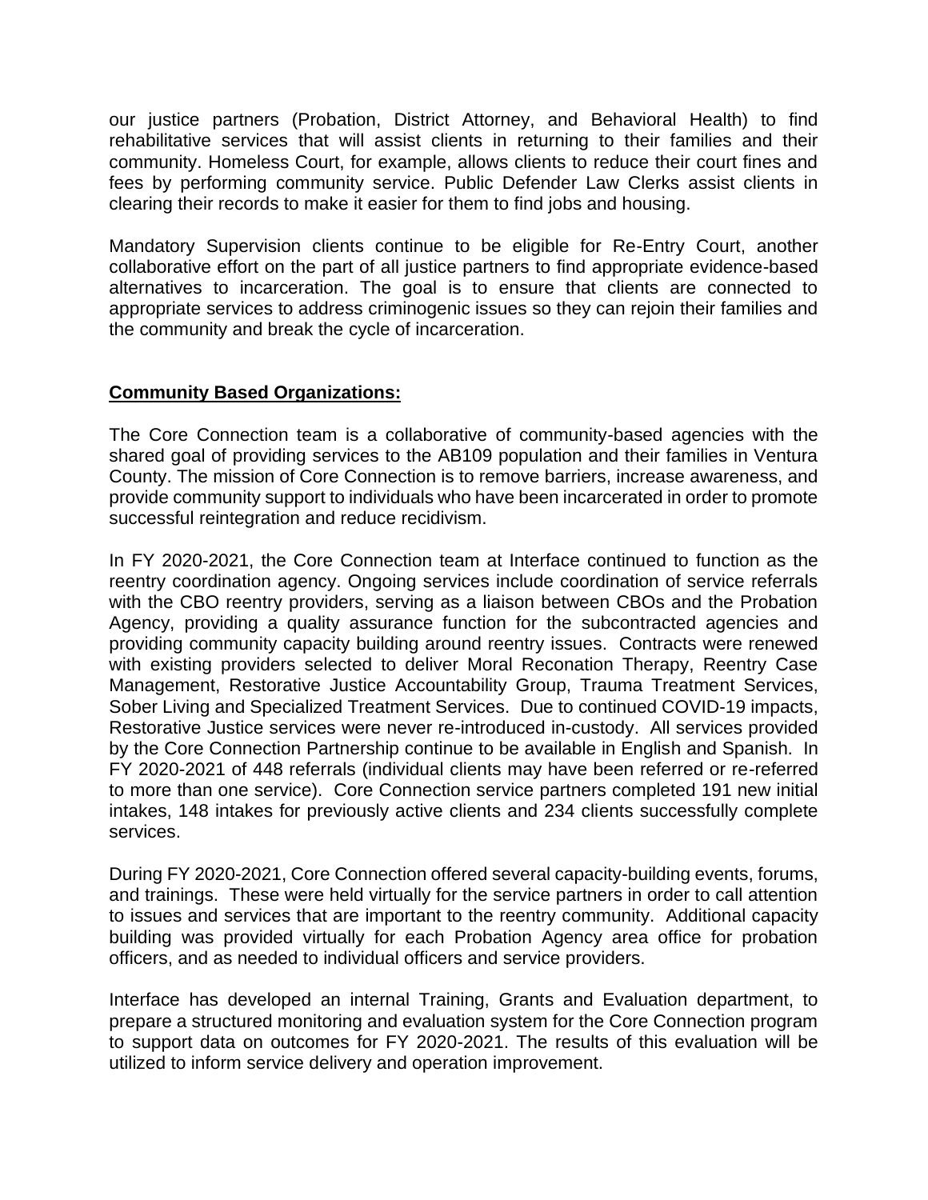our justice partners (Probation, District Attorney, and Behavioral Health) to find rehabilitative services that will assist clients in returning to their families and their community. Homeless Court, for example, allows clients to reduce their court fines and fees by performing community service. Public Defender Law Clerks assist clients in clearing their records to make it easier for them to find jobs and housing.

Mandatory Supervision clients continue to be eligible for Re-Entry Court, another collaborative effort on the part of all justice partners to find appropriate evidence-based alternatives to incarceration. The goal is to ensure that clients are connected to appropriate services to address criminogenic issues so they can rejoin their families and the community and break the cycle of incarceration.

**Community Based Organizations:**

The Core Connection team is a collaborative of community-based agencies with the shared goal of providing services to the AB109 population and their families in Ventura County. The mission of Core Connection is to remove barriers, increase awareness, and provide community support to individuals who have been incarcerated in order to promote successful reintegration and reduce recidivism.

In FY 2020-2021, the Core Connection team at Interface continued to function as the reentry coordination agency. Ongoing services include coordination of service referrals with the CBO reentry providers, serving as a liaison between CBOs and the Probation Agency, providing a quality assurance function for the subcontracted agencies and providing community capacity building around reentry issues. Contracts were renewed with existing providers selected to deliver Moral Reconation Therapy, Reentry Case Management, Restorative Justice Accountability Group, Trauma Treatment Services, Sober Living and Specialized Treatment Services. Due to continued COVID-19 impacts, Restorative Justice services were never re-introduced in-custody. All services provided by the Core Connection Partnership continue to be available in English and Spanish. In FY 2020-2021 of 448 referrals (individual clients may have been referred or re-referred to more than one service). Core Connection service partners completed 191 new initial intakes, 148 intakes for previously active clients and 234 clients successfully complete services.

During FY 2020-2021, Core Connection offered several capacity-building events, forums, and trainings. These were held virtually for the service partners in order to call attention to issues and services that are important to the reentry community. Additional capacity building was provided virtually for each Probation Agency area office for probation officers, and as needed to individual officers and service providers.

Interface has developed an internal Training, Grants and Evaluation department, to prepare a structured monitoring and evaluation system for the Core Connection program to support data on outcomes for FY 2020-2021. The results of this evaluation will be utilized to inform service delivery and operation improvement.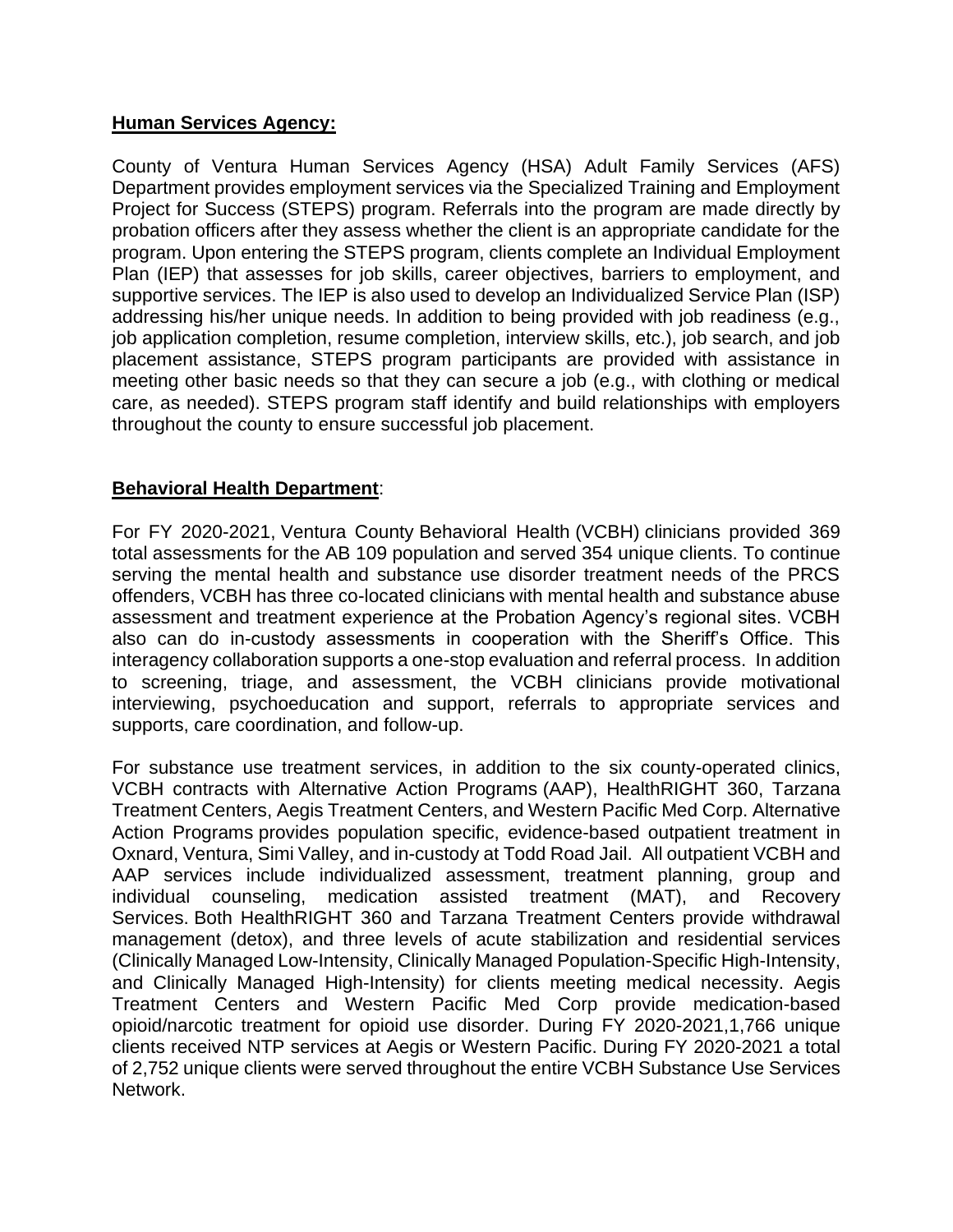**Human Services Agency:**

County of Ventura Human Services Agency (HSA) Adult Family Services (AFS) Department provides employment services via the Specialized Training and Employment Project for Success (STEPS) program. Referrals into the program are made directly by probation officers after they assess whether the client is an appropriate candidate for the program. Upon entering the STEPS program, clients complete an Individual Employment Plan (IEP) that assesses for job skills, career objectives, barriers to employment, and supportive services. The IEP is also used to develop an Individualized Service Plan (ISP) addressing his/her unique needs. In addition to being provided with job readiness (e.g., job application completion, resume completion, interview skills, etc.), job search, and job placement assistance, STEPS program participants are provided with assistance in meeting other basic needs so that they can secure a job (e.g., with clothing or medical care, as needed). STEPS program staff identify and build relationships with employers throughout the county to ensure successful job placement.

**Behavioral Health Department**:

For FY 2020-2021, Ventura County Behavioral Health (VCBH) clinicians provided 369 total assessments for the AB 109 population and served 354 unique clients. To continue serving the mental health and substance use disorder treatment needs of the PRCS offenders, VCBH has three co-located clinicians with mental health and substance abuse assessment and treatment experience at the Probation Agency's regional sites. VCBH also can do in-custody assessments in cooperation with the Sheriff's Office. This interagency collaboration supports a one-stop evaluation and referral process. In addition to screening, triage, and assessment, the VCBH clinicians provide motivational interviewing, psychoeducation and support, referrals to appropriate services and supports, care coordination, and follow-up.

For substance use treatment services, in addition to the six county-operated clinics, VCBH contracts with Alternative Action Programs (AAP), HealthRIGHT 360, Tarzana Treatment Centers, Aegis Treatment Centers, and Western Pacific Med Corp. Alternative Action Programs provides population specific, evidence-based outpatient treatment in Oxnard, Ventura, Simi Valley, and in-custody at Todd Road Jail. All outpatient VCBH and AAP services include individualized assessment, treatment planning, group and individual counseling, medication assisted treatment (MAT), and Recovery Services. Both HealthRIGHT 360 and Tarzana Treatment Centers provide withdrawal management (detox), and three levels of acute stabilization and residential services (Clinically Managed Low-Intensity, Clinically Managed Population-Specific High-Intensity, and Clinically Managed High-Intensity) for clients meeting medical necessity. Aegis Treatment Centers and Western Pacific Med Corp provide medication-based opioid/narcotic treatment for opioid use disorder. During FY 2020-2021,1,766 unique clients received NTP services at Aegis or Western Pacific. During FY 2020-2021 a total of 2,752 unique clients were served throughout the entire VCBH Substance Use Services Network.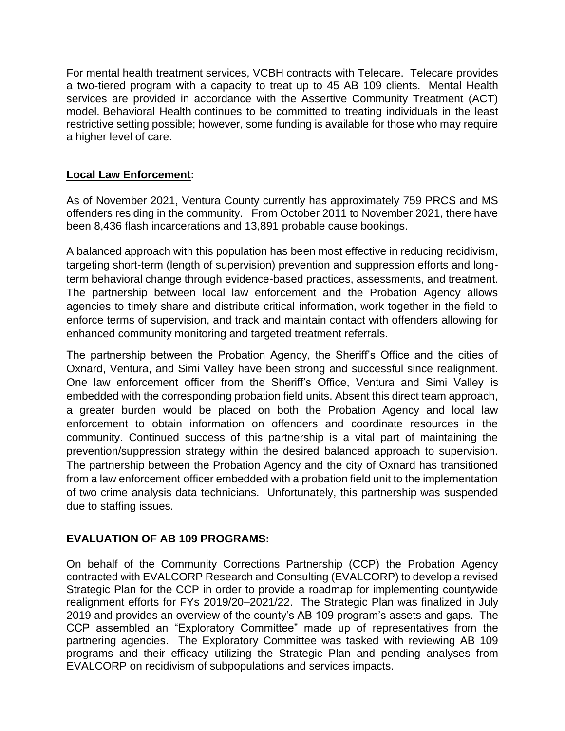For mental health treatment services, VCBH contracts with Telecare. Telecare provides a two-tiered program with a capacity to treat up to 45 AB 109 clients. Mental Health services are provided in accordance with the Assertive Community Treatment (ACT) model. Behavioral Health continues to be committed to treating individuals in the least restrictive setting possible; however, some funding is available for those who may require a higher level of care.

## **<u>Local Law Enforcement</u>:**

As of November 2021, Ventura County currently has approximately 759 PRCS and MS offenders residing in the community. From October 2011 to November 2021, there have been 8,436 flash incarcerations and 13,891 probable cause bookings.

A balanced approach with this population has been most effective in reducing recidivism, targeting short-term (length of supervision) prevention and suppression efforts and long-term behavioral change through evidence-based practices, assessments, and treatment. The partnership between local law enforcement and the Probation Agency allows agencies to timely share and distribute critical information, work together in the field to enforce terms of supervision, and track and maintain contact with offenders allowing for enhanced community monitoring and targeted treatment referrals.

The partnership between the Probation Agency, the Sheriff's Office and the cities of Oxnard, Ventura, and Simi Valley have been strong and successful since realignment. One law enforcement officer from the Sheriff's Office, Ventura and Simi Valley is embedded with the corresponding probation field units. Absent this direct team approach, a greater burden would be placed on both the Probation Agency and local law enforcement to obtain information on offenders and coordinate resources in the community. Continued success of this partnership is a vital part of maintaining the prevention/suppression strategy within the desired balanced approach to supervision. The partnership between the Probation Agency and the city of Oxnard has transitioned from a law enforcement officer embedded with a probation field unit to the implementation of two crime analysis data technicians. Unfortunately, this partnership was suspended due to staffing issues.

## **EVALUATION OF AB 109 PROGRAMS:**

On behalf of the Community Corrections Partnership (CCP) the Probation Agency contracted with EVALCORP Research and Consulting (EVALCORP) to develop a revised Strategic Plan for the CCP in order to provide a roadmap for implementing countywide realignment efforts for FYs 2019/20–2021/22. The Strategic Plan was finalized in July 2019 and provides an overview of the county's AB 109 program's assets and gaps. The CCP assembled an "Exploratory Committee" made up of representatives from the partnering agencies. The Exploratory Committee was tasked with reviewing AB 109 programs and their efficacy utilizing the Strategic Plan and pending analyses from EVALCORP on recidivism of subpopulations and services impacts.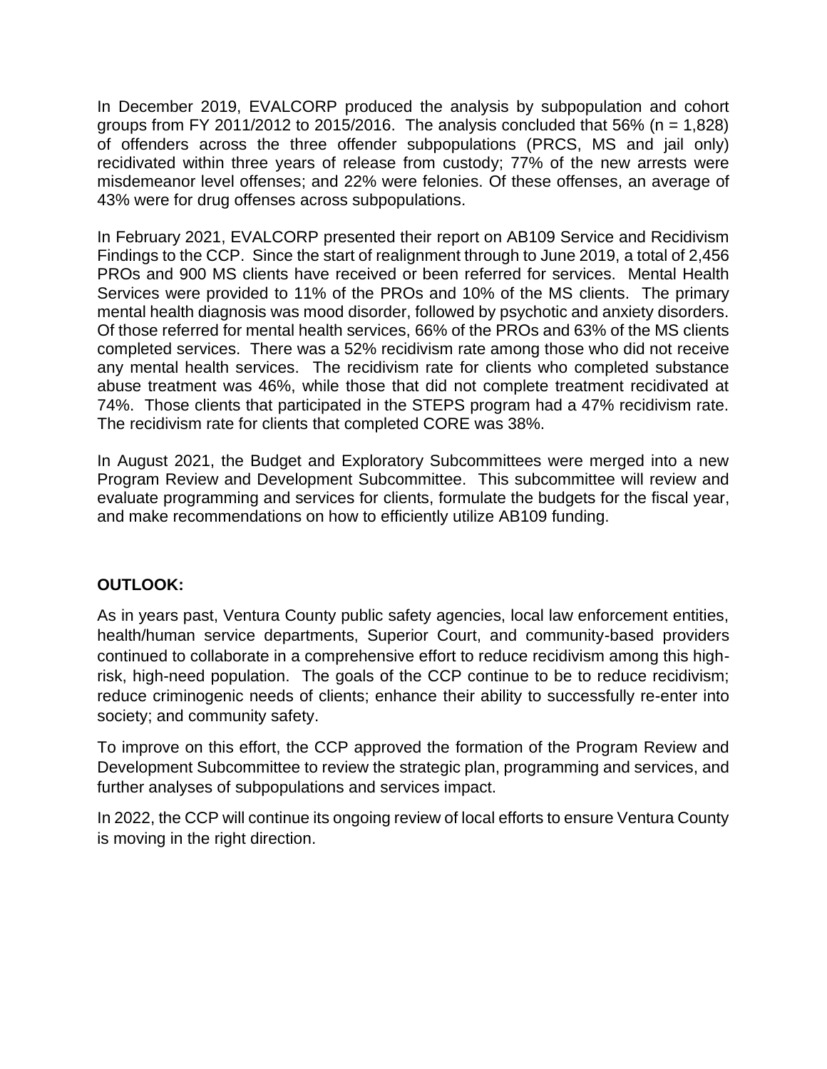In December 2019, EVALCORP produced the analysis by subpopulation and cohort groups from FY 2011/2012 to 2015/2016. The analysis concluded that 56% (n = 1,828) of offenders across the three offender subpopulations (PRCS, MS and jail only) recidivated within three years of release from custody; 77% of the new arrests were misdemeanor level offenses; and 22% were felonies. Of these offenses, an average of 43% were for drug offenses across subpopulations.

In February 2021, EVALCORP presented their report on AB109 Service and Recidivism Findings to the CCP. Since the start of realignment through to June 2019, a total of 2,456 PROs and 900 MS clients have received or been referred for services. Mental Health Services were provided to 11% of the PROs and 10% of the MS clients. The primary mental health diagnosis was mood disorder, followed by psychotic and anxiety disorders. Of those referred for mental health services, 66% of the PROs and 63% of the MS clients completed services. There was a 52% recidivism rate among those who did not receive any mental health services. The recidivism rate for clients who completed substance abuse treatment was 46%, while those that did not complete treatment recidivated at 74%. Those clients that participated in the STEPS program had a 47% recidivism rate. The recidivism rate for clients that completed CORE was 38%.

In August 2021, the Budget and Exploratory Subcommittees were merged into a new Program Review and Development Subcommittee. This subcommittee will review and evaluate programming and services for clients, formulate the budgets for the fiscal year, and make recommendations on how to efficiently utilize AB109 funding.

**OUTLOOK:**

As in years past, Ventura County public safety agencies, local law enforcement entities, health/human service departments, Superior Court, and community-based providers continued to collaborate in a comprehensive effort to reduce recidivism among this high-risk, high-need population. The goals of the CCP continue to be to reduce recidivism; reduce criminogenic needs of clients; enhance their ability to successfully re-enter into society; and community safety.

To improve on this effort, the CCP approved the formation of the Program Review and Development Subcommittee to review the strategic plan, programming and services, and further analyses of subpopulations and services impact.

In 2022, the CCP will continue its ongoing review of local efforts to ensure Ventura County is moving in the right direction.